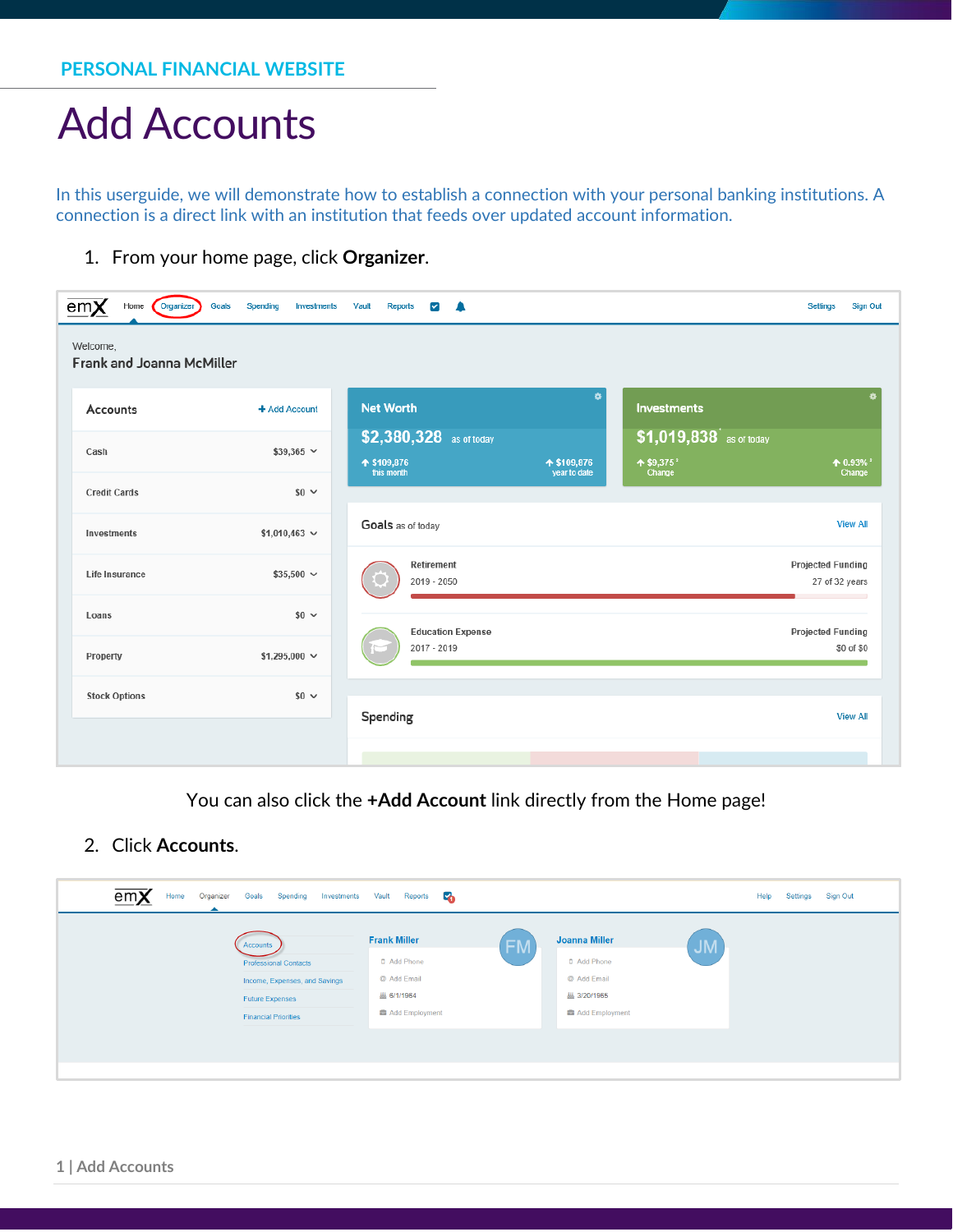PERSONAL FINANCIAL WEBSITE

# Add Accounts

In this userguide, we will demonstrate how to establish a connection with your personal banking institutions. A connection is a direct link with an institution that feeds over updated account information.

1. From your home page, click **Organizer**.

You can also click the **+Add Account** link directly from the Home page!

2. Click **Accounts**.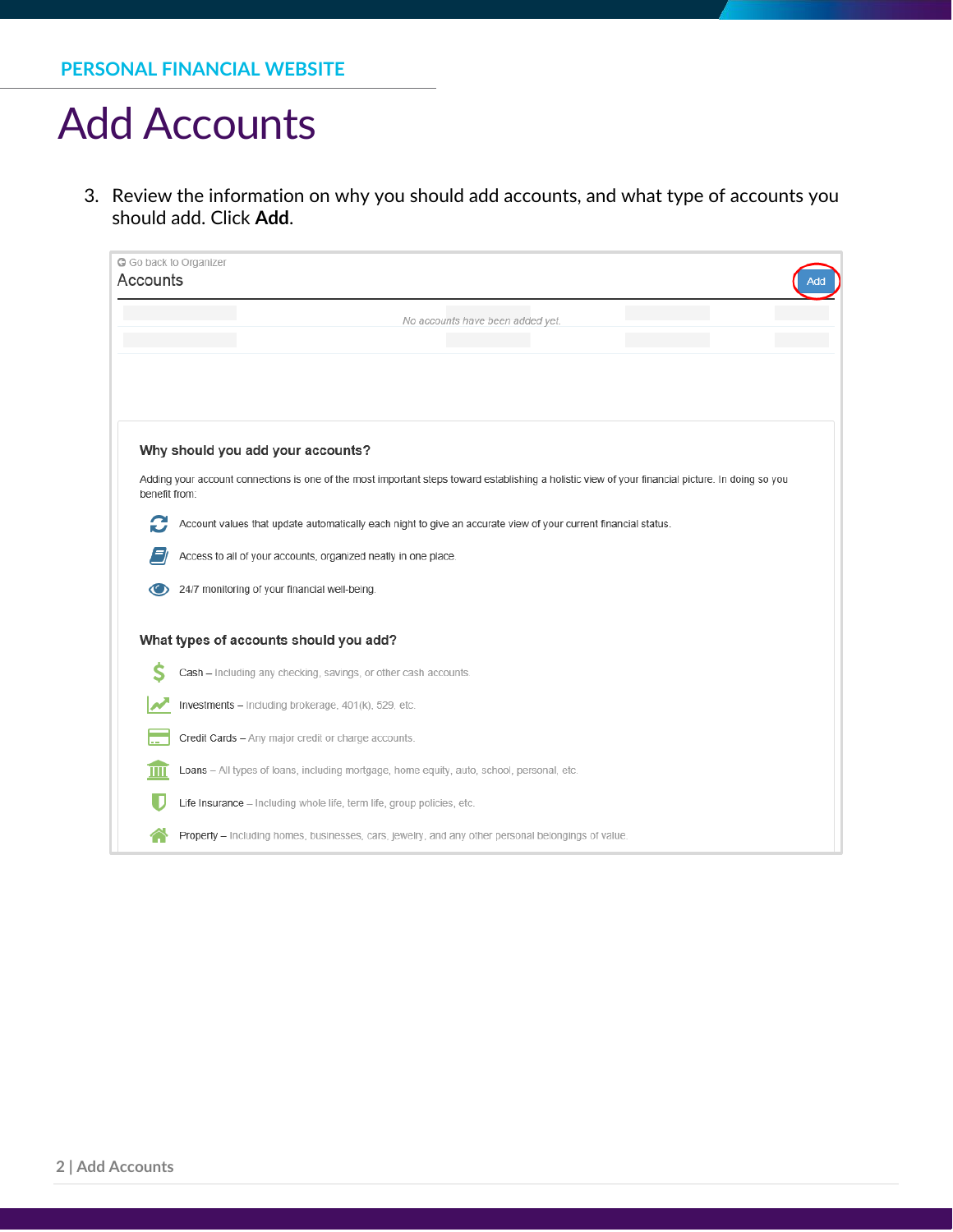# Add Accounts

3. Review the information on why you should add accounts, and what type of accounts you should add. Click **Add**.

Go back to Organizer

Accounts

Add

*No accounts have been added yet.*

**Why should you add your accounts?**

Adding your account connections is one of the most important steps toward establishing a holistic view of your financial picture. In doing so you benefit from:

- Account values that update automatically each night to give an accurate view of your current financial status.
- Access to all of your accounts, organized neatly in one place.
- 24/7 monitoring of your financial well-being.

**What types of accounts should you add?**

- Cash – Including any checking, savings, or other cash accounts.
- Investments – Including brokerage, 401(k), 529, etc.
- Credit Cards – Any major credit or charge accounts.
- Loans – All types of loans, including mortgage, home equity, auto, school, personal, etc.
- Life Insurance – Including whole life, term life, group policies, etc.
- Property – Including homes, businesses, cars, jewelry, and any other personal belongings of value.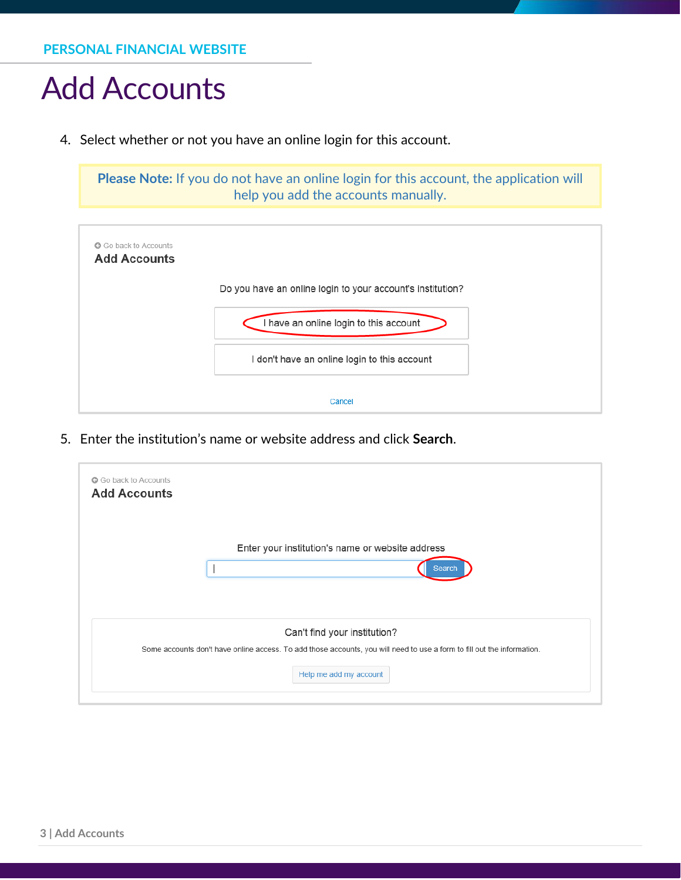PERSONAL FINANCIAL WEBSITE

# Add Accounts

4. Select whether or not you have an online login for this account.

> **Please Note:** If you do not have an online login for this account, the application will help you add the accounts manually.

Go back to Accounts

**Add Accounts**

Do you have an online login to your account's institution?

I have an online login to this account

I don't have an online login to this account

Cancel

5. Enter the institution's name or website address and click **Search**.

Go back to Accounts

**Add Accounts**

Enter your institution's name or website address

Search

Can't find your institution?

Some accounts don't have online access. To add those accounts, you will need to use a form to fill out the information.

Help me add my account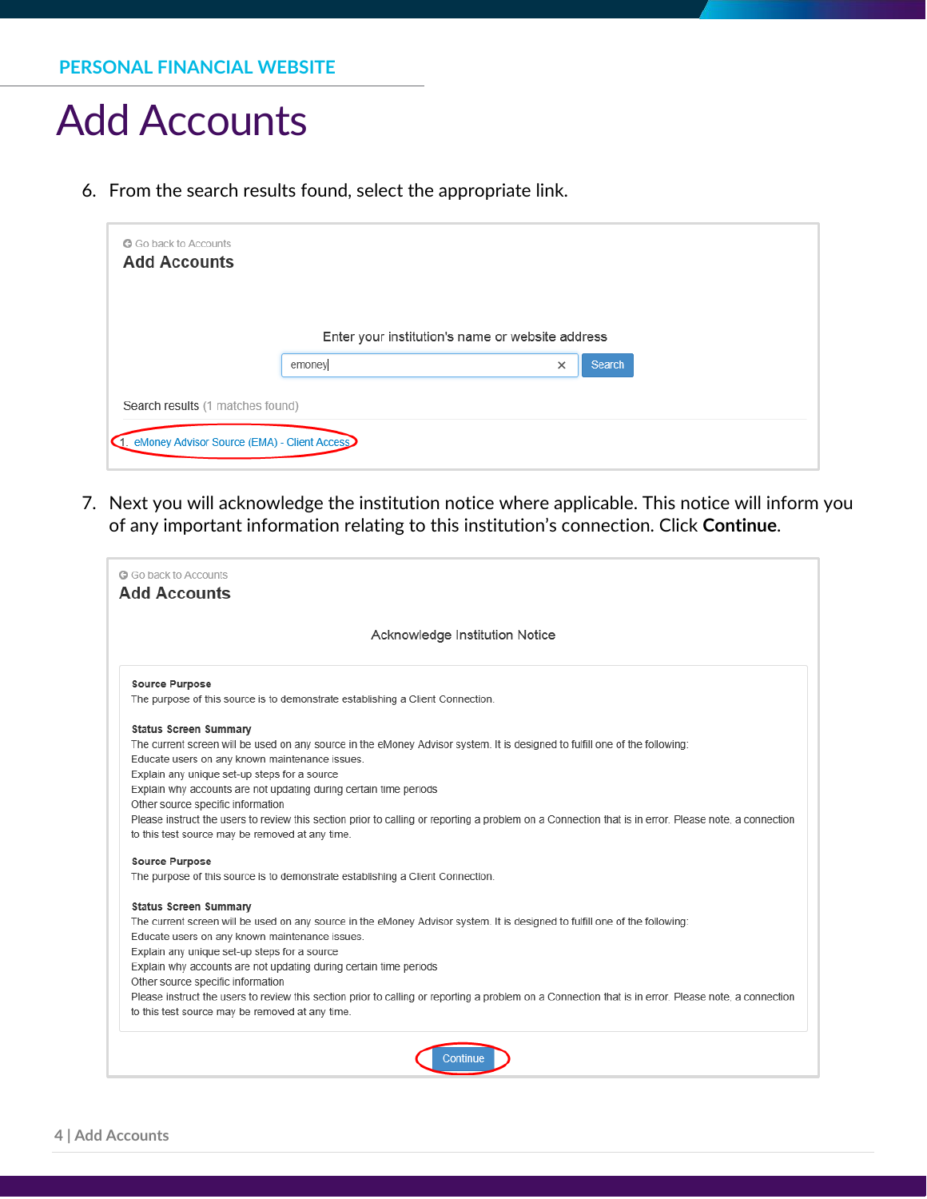PERSONAL FINANCIAL WEBSITE

# Add Accounts

6. From the search results found, select the appropriate link.

Go back to Accounts

**Add Accounts**

Enter your institution's name or website address

emoney | Search

Search results (1 matches found)

1. eMoney Advisor Source (EMA) - Client Access

7. Next you will acknowledge the institution notice where applicable. This notice will inform you of any important information relating to this institution's connection. Click **Continue**.

Go back to Accounts

**Add Accounts**

Acknowledge Institution Notice

**Source Purpose**
The purpose of this source is to demonstrate establishing a Client Connection.

**Status Screen Summary**
The current screen will be used on any source in the eMoney Advisor system. It is designed to fulfill one of the following:
Educate users on any known maintenance issues.
Explain any unique set-up steps for a source
Explain why accounts are not updating during certain time periods
Other source specific information
Please instruct the users to review this section prior to calling or reporting a problem on a Connection that is in error. Please note, a connection to this test source may be removed at any time.

**Source Purpose**
The purpose of this source is to demonstrate establishing a Client Connection.

**Status Screen Summary**
The current screen will be used on any source in the eMoney Advisor system. It is designed to fulfill one of the following:
Educate users on any known maintenance issues.
Explain any unique set-up steps for a source
Explain why accounts are not updating during certain time periods
Other source specific information
Please instruct the users to review this section prior to calling or reporting a problem on a Connection that is in error. Please note, a connection to this test source may be removed at any time.

Continue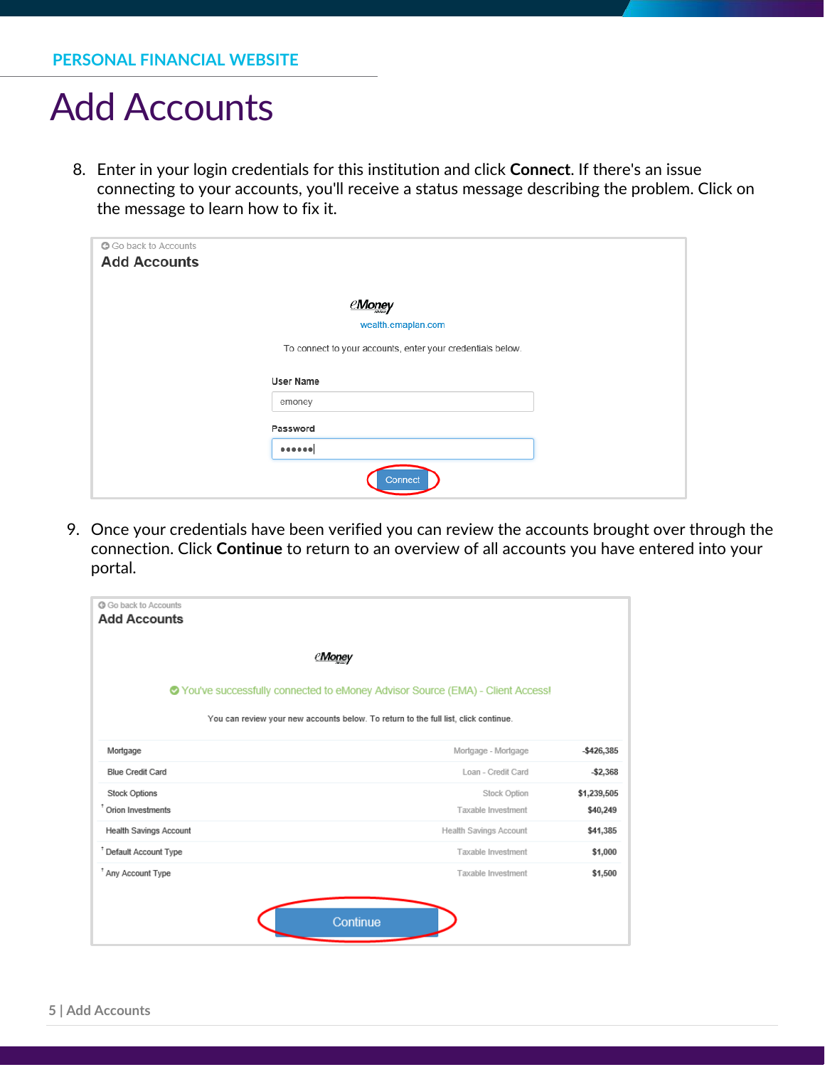PERSONAL FINANCIAL WEBSITE

# Add Accounts

8. Enter in your login credentials for this institution and click **Connect**. If there's an issue connecting to your accounts, you'll receive a status message describing the problem. Click on the message to learn how to fix it.

Go back to Accounts

**Add Accounts**

eMoney

wealth.emaplan.com

To connect to your accounts, enter your credentials below.

User Name

emoney

Password

••••••

Connect

9. Once your credentials have been verified you can review the accounts brought over through the connection. Click **Continue** to return to an overview of all accounts you have entered into your portal.

Go back to Accounts

**Add Accounts**

eMoney

You've successfully connected to eMoney Advisor Source (EMA) - Client Access!

You can review your new accounts below. To return to the full list, click continue.

| Account | Type | Balance |
|---|---|---|
| Mortgage | Mortgage - Mortgage | -$426,385 |
| Blue Credit Card | Loan - Credit Card | -$2,368 |
| Stock Options | Stock Option | $1,239,505 |
| † Orion Investments | Taxable Investment | $40,249 |
| Health Savings Account | Health Savings Account | $41,385 |
| † Default Account Type | Taxable Investment | $1,000 |
| † Any Account Type | Taxable Investment | $1,500 |

Continue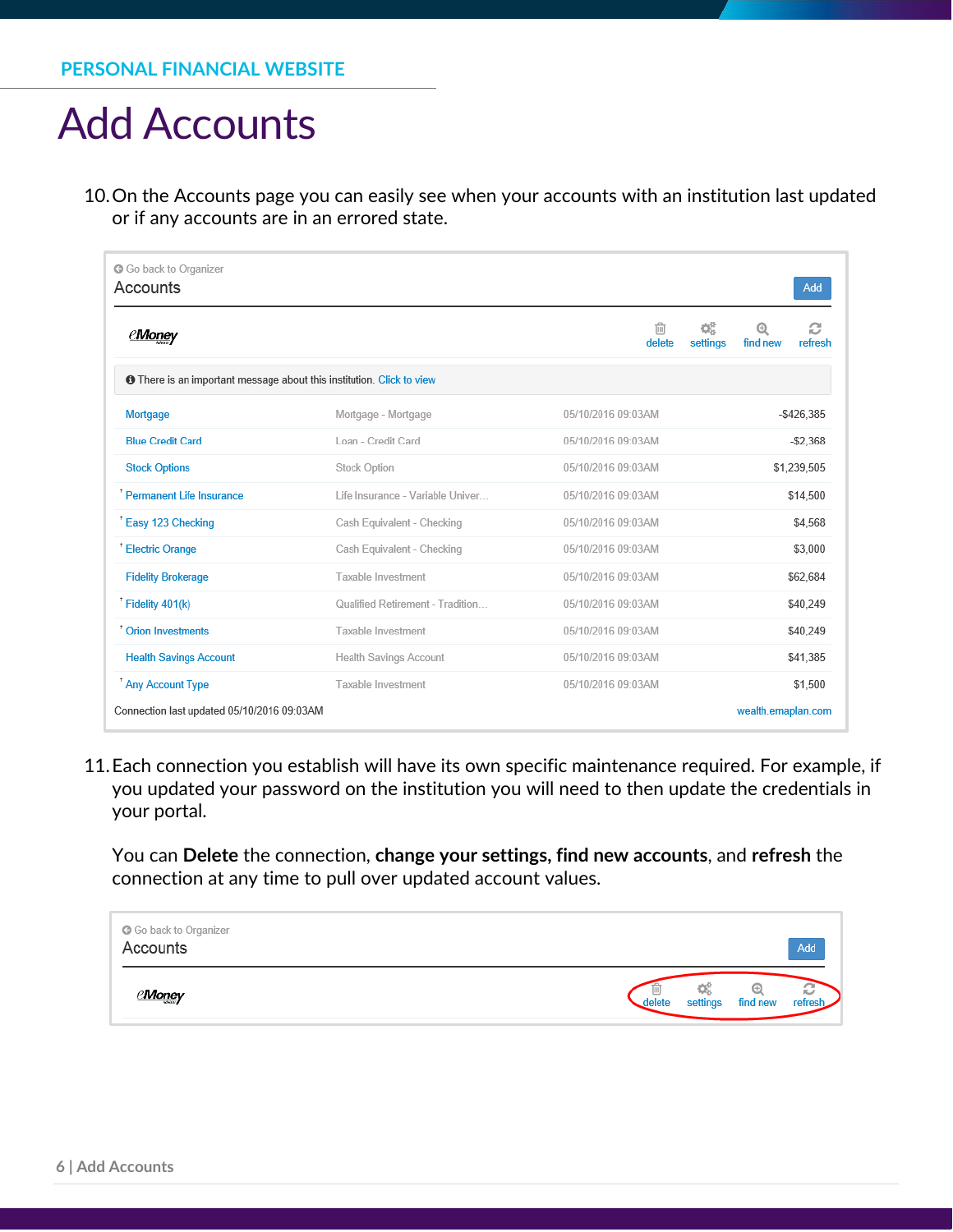PERSONAL FINANCIAL WEBSITE

# Add Accounts

10. On the Accounts page you can easily see when your accounts with an institution last updated or if any accounts are in an errored state.

Go back to Organizer

Accounts

Add

eMoney

delete settings find new refresh

There is an important message about this institution. Click to view

| | | | |
|---|---|---|---|
| Mortgage | Mortgage - Mortgage | 05/10/2016 09:03AM | -$426,385 |
| Blue Credit Card | Loan - Credit Card | 05/10/2016 09:03AM | -$2,368 |
| Stock Options | Stock Option | 05/10/2016 09:03AM | $1,239,505 |
| † Permanent Life Insurance | Life Insurance - Variable Univer... | 05/10/2016 09:03AM | $14,500 |
| † Easy 123 Checking | Cash Equivalent - Checking | 05/10/2016 09:03AM | $4,568 |
| † Electric Orange | Cash Equivalent - Checking | 05/10/2016 09:03AM | $3,000 |
| Fidelity Brokerage | Taxable Investment | 05/10/2016 09:03AM | $62,684 |
| † Fidelity 401(k) | Qualified Retirement - Tradition... | 05/10/2016 09:03AM | $40,249 |
| † Orion Investments | Taxable Investment | 05/10/2016 09:03AM | $40,249 |
| Health Savings Account | Health Savings Account | 05/10/2016 09:03AM | $41,385 |
| † Any Account Type | Taxable Investment | 05/10/2016 09:03AM | $1,500 |

Connection last updated 05/10/2016 09:03AM    wealth.emaplan.com

11. Each connection you establish will have its own specific maintenance required. For example, if you updated your password on the institution you will need to then update the credentials in your portal.

    You can **Delete** the connection, **change your settings, find new accounts**, and **refresh** the connection at any time to pull over updated account values.

Go back to Organizer

Accounts

Add

eMoney

delete settings find new refresh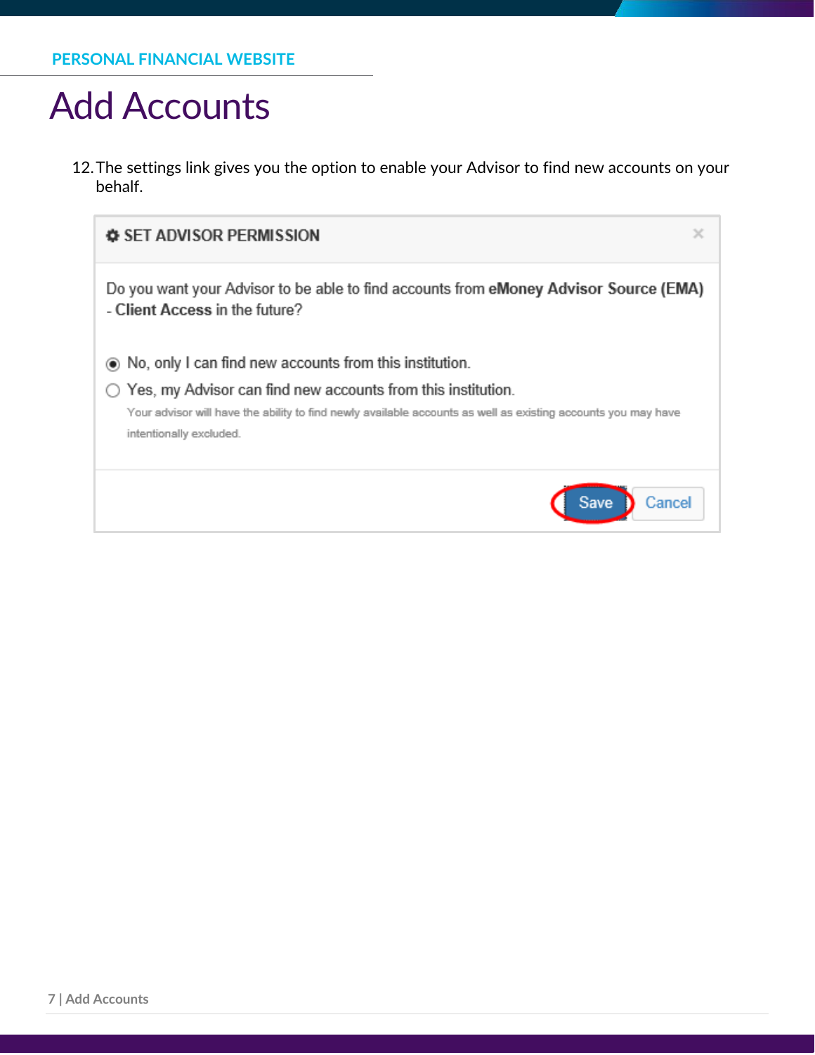PERSONAL FINANCIAL WEBSITE

# Add Accounts

12. The settings link gives you the option to enable your Advisor to find new accounts on your behalf.

**SET ADVISOR PERMISSION**

Do you want your Advisor to be able to find accounts from **eMoney Advisor Source (EMA) - Client Access** in the future?

- (●) No, only I can find new accounts from this institution.
- ( ) Yes, my Advisor can find new accounts from this institution.
  Your advisor will have the ability to find newly available accounts as well as existing accounts you may have intentionally excluded.

Save | Cancel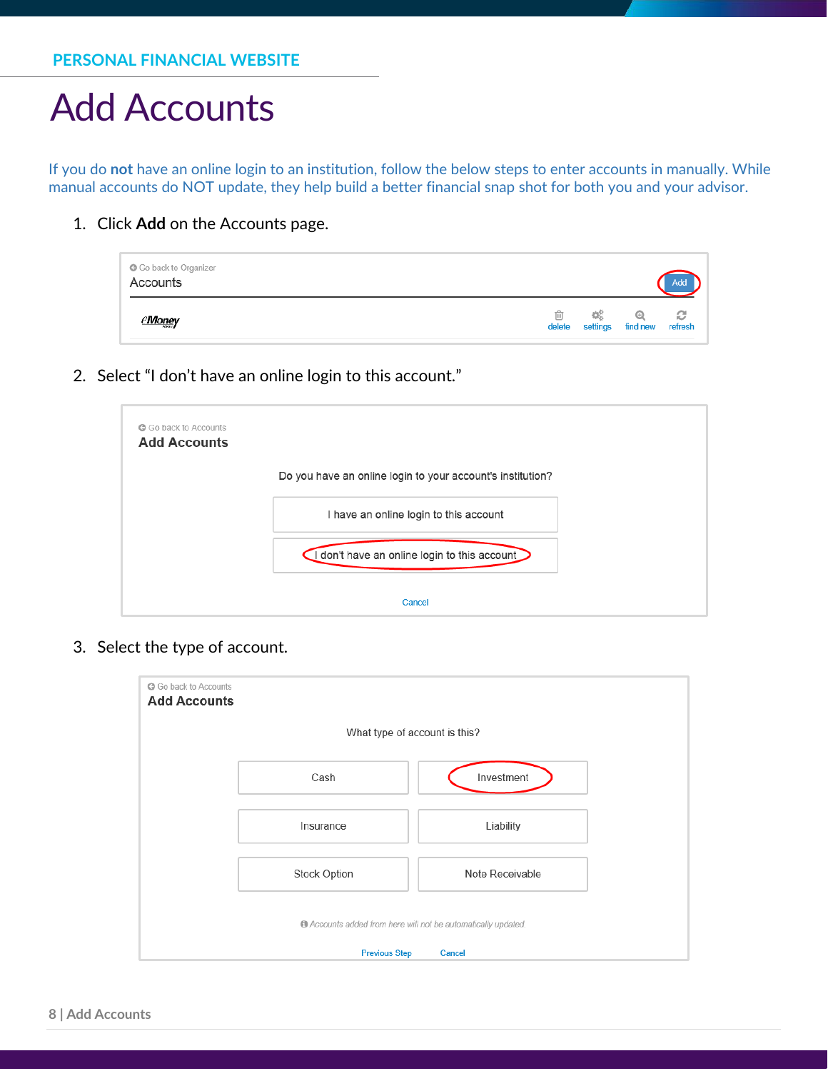PERSONAL FINANCIAL WEBSITE

# Add Accounts

If you do **not** have an online login to an institution, follow the below steps to enter accounts in manually. While manual accounts do NOT update, they help build a better financial snap shot for both you and your advisor.

1. Click **Add** on the Accounts page.

Go back to Organizer
Accounts
Add
eMoney
delete settings find new refresh

2. Select "I don't have an online login to this account."

Go back to Accounts
**Add Accounts**

Do you have an online login to your account's institution?

I have an online login to this account

I don't have an online login to this account

Cancel

3. Select the type of account.

Go back to Accounts
**Add Accounts**

What type of account is this?

Cash | Investment
Insurance | Liability
Stock Option | Note Receivable

*Accounts added from here will not be automatically updated.*

Previous Step Cancel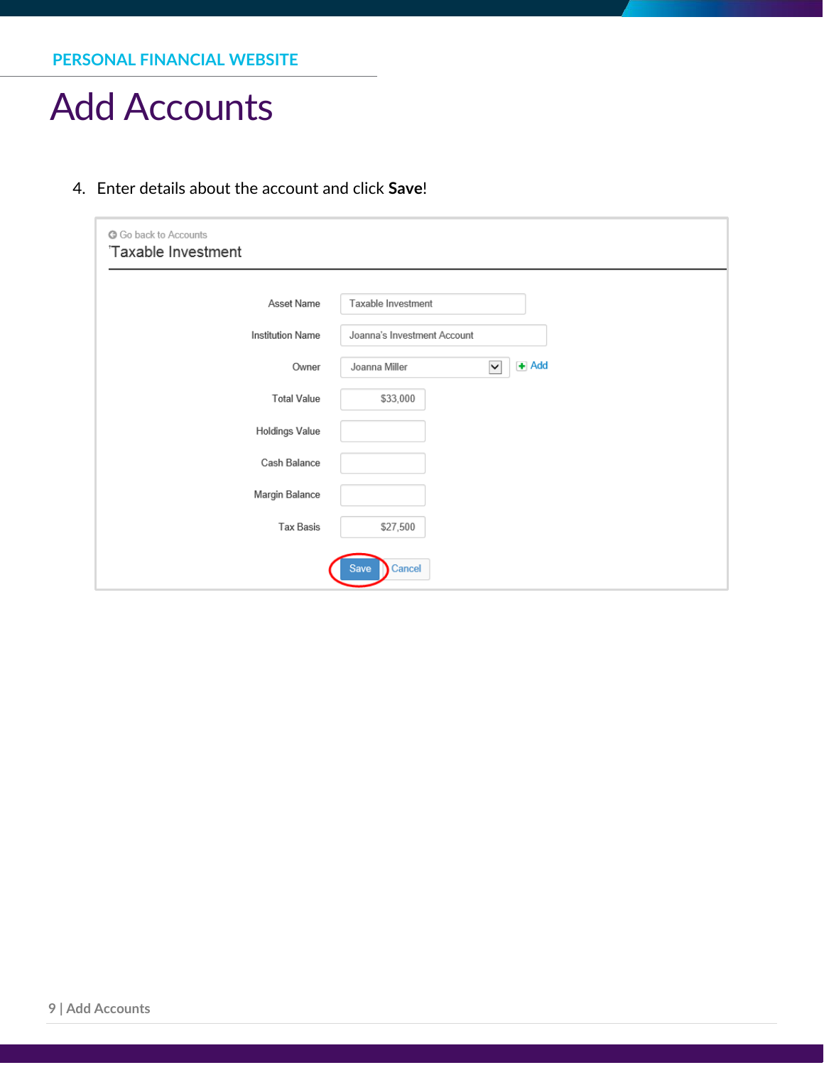PERSONAL FINANCIAL WEBSITE

# Add Accounts

4. Enter details about the account and click **Save**!

Go back to Accounts

Taxable Investment

| | |
|---|---|
| Asset Name | Taxable Investment |
| Institution Name | Joanna's Investment Account |
| Owner | Joanna Miller |
| Total Value | $33,000 |
| Holdings Value | |
| Cash Balance | |
| Margin Balance | |
| Tax Basis | $27,500 |

Save Cancel